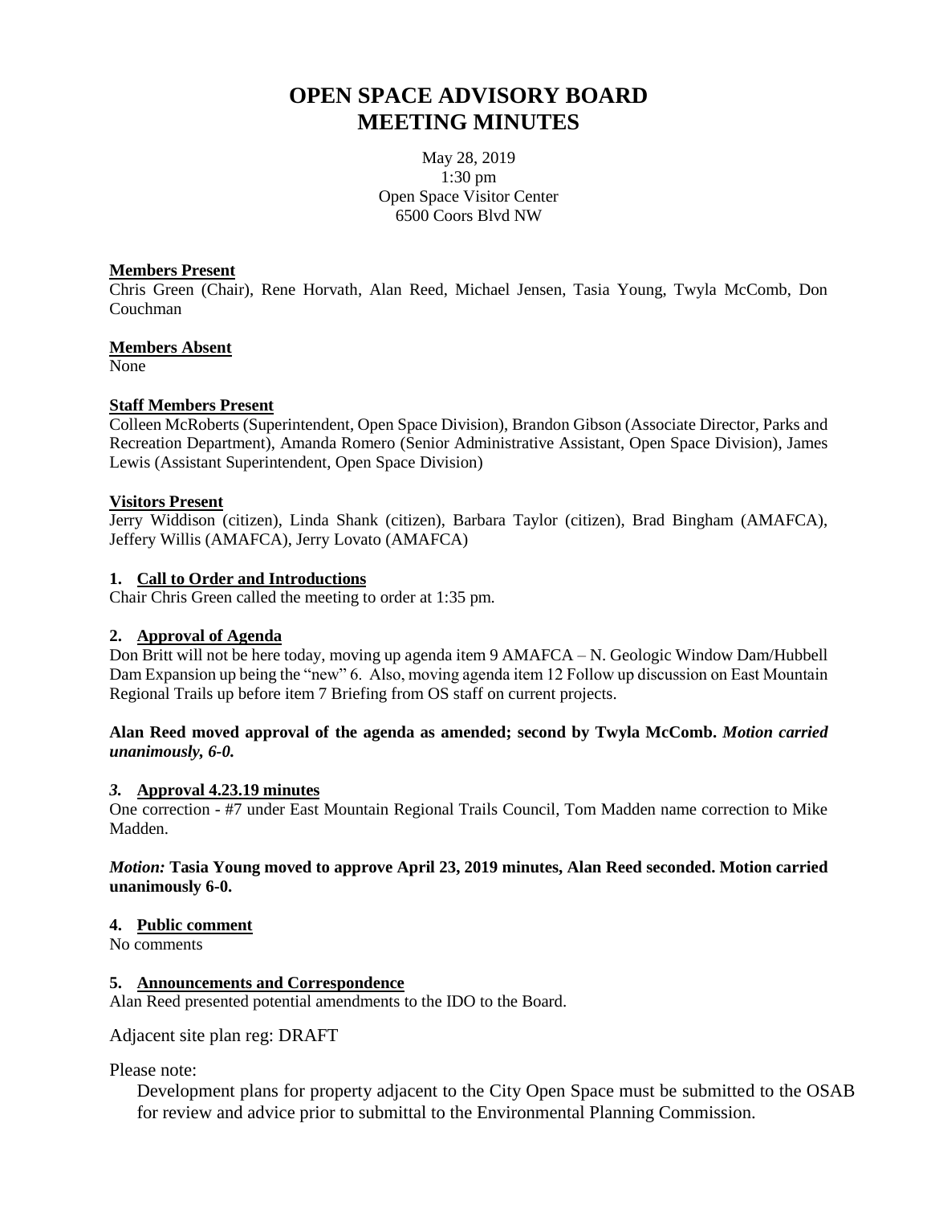# OPEN SPACE ADVISORY BOARD MEETING MINUTES

May 28, 2019
1:30 pm
Open Space Visitor Center
6500 Coors Blvd NW

**Members Present**

Chris Green (Chair), Rene Horvath, Alan Reed, Michael Jensen, Tasia Young, Twyla McComb, Don Couchman

**Members Absent**

None

**Staff Members Present**

Colleen McRoberts (Superintendent, Open Space Division), Brandon Gibson (Associate Director, Parks and Recreation Department), Amanda Romero (Senior Administrative Assistant, Open Space Division), James Lewis (Assistant Superintendent, Open Space Division)

**Visitors Present**

Jerry Widdison (citizen), Linda Shank (citizen), Barbara Taylor (citizen), Brad Bingham (AMAFCA), Jeffery Willis (AMAFCA), Jerry Lovato (AMAFCA)

**1. Call to Order and Introductions**

Chair Chris Green called the meeting to order at 1:35 pm.

**2. Approval of Agenda**

Don Britt will not be here today, moving up agenda item 9 AMAFCA – N. Geologic Window Dam/Hubbell Dam Expansion up being the "new" 6. Also, moving agenda item 12 Follow up discussion on East Mountain Regional Trails up before item 7 Briefing from OS staff on current projects.

**Alan Reed moved approval of the agenda as amended; second by Twyla McComb.** ***Motion carried unanimously, 6-0.***

***3.*** **Approval 4.23.19 minutes**

One correction - #7 under East Mountain Regional Trails Council, Tom Madden name correction to Mike Madden.

***Motion:*** **Tasia Young moved to approve April 23, 2019 minutes, Alan Reed seconded. Motion carried unanimously 6-0.**

**4. Public comment**

No comments

**5. Announcements and Correspondence**

Alan Reed presented potential amendments to the IDO to the Board.

Adjacent site plan reg: DRAFT

Please note:

Development plans for property adjacent to the City Open Space must be submitted to the OSAB for review and advice prior to submittal to the Environmental Planning Commission.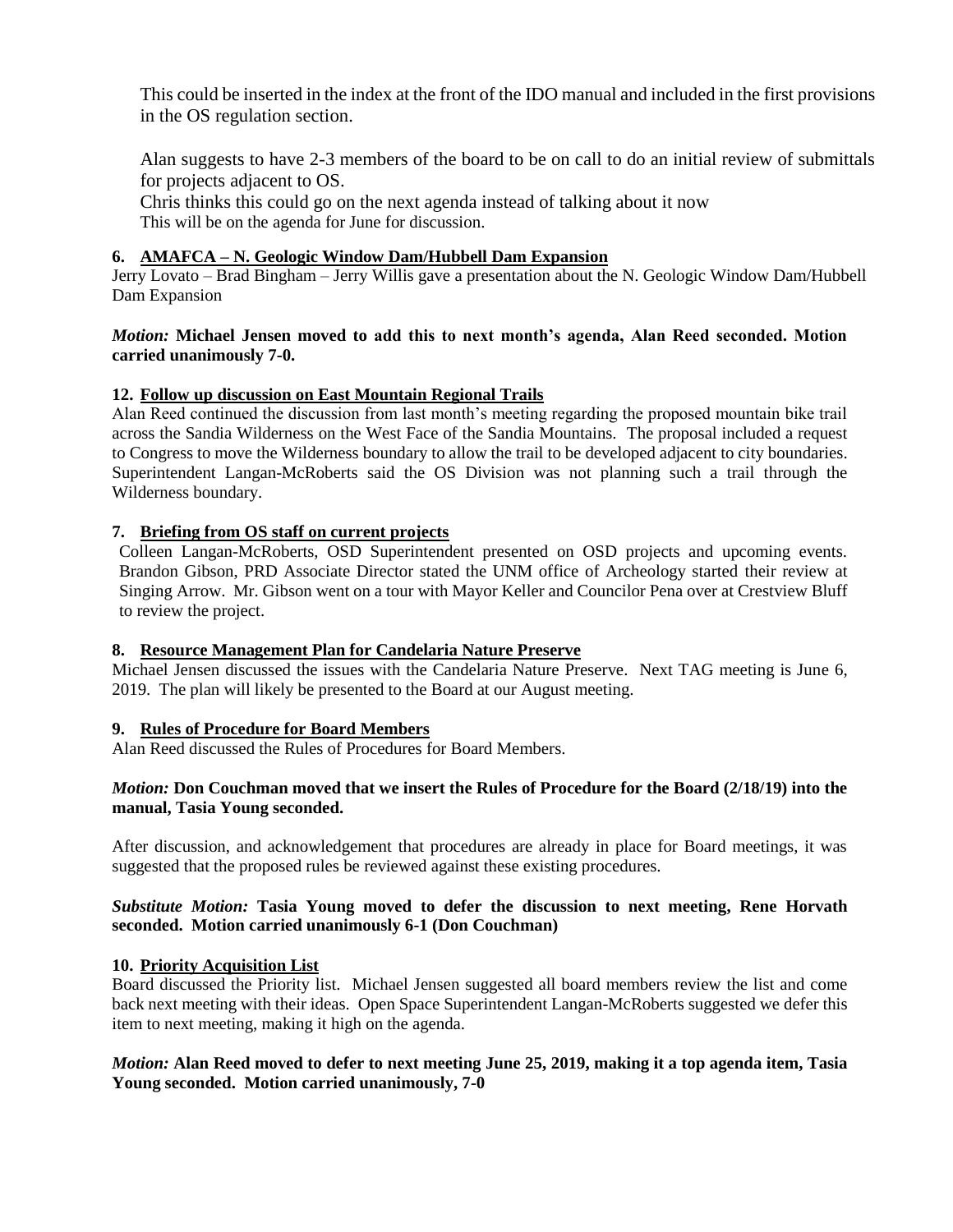This could be inserted in the index at the front of the IDO manual and included in the first provisions in the OS regulation section.

Alan suggests to have 2-3 members of the board to be on call to do an initial review of submittals for projects adjacent to OS.

Chris thinks this could go on the next agenda instead of talking about it now

This will be on the agenda for June for discussion.

**6. AMAFCA – N. Geologic Window Dam/Hubbell Dam Expansion**

Jerry Lovato – Brad Bingham – Jerry Willis gave a presentation about the N. Geologic Window Dam/Hubbell Dam Expansion

***Motion:*** **Michael Jensen moved to add this to next month's agenda, Alan Reed seconded. Motion carried unanimously 7-0.**

**12. Follow up discussion on East Mountain Regional Trails**

Alan Reed continued the discussion from last month's meeting regarding the proposed mountain bike trail across the Sandia Wilderness on the West Face of the Sandia Mountains. The proposal included a request to Congress to move the Wilderness boundary to allow the trail to be developed adjacent to city boundaries. Superintendent Langan-McRoberts said the OS Division was not planning such a trail through the Wilderness boundary.

**7. Briefing from OS staff on current projects**

Colleen Langan-McRoberts, OSD Superintendent presented on OSD projects and upcoming events. Brandon Gibson, PRD Associate Director stated the UNM office of Archeology started their review at Singing Arrow. Mr. Gibson went on a tour with Mayor Keller and Councilor Pena over at Crestview Bluff to review the project.

**8. Resource Management Plan for Candelaria Nature Preserve**

Michael Jensen discussed the issues with the Candelaria Nature Preserve. Next TAG meeting is June 6, 2019. The plan will likely be presented to the Board at our August meeting.

**9. Rules of Procedure for Board Members**

Alan Reed discussed the Rules of Procedures for Board Members.

***Motion:*** **Don Couchman moved that we insert the Rules of Procedure for the Board (2/18/19) into the manual, Tasia Young seconded.**

After discussion, and acknowledgement that procedures are already in place for Board meetings, it was suggested that the proposed rules be reviewed against these existing procedures.

***Substitute Motion:*** **Tasia Young moved to defer the discussion to next meeting, Rene Horvath seconded. Motion carried unanimously 6-1 (Don Couchman)**

**10. Priority Acquisition List**

Board discussed the Priority list. Michael Jensen suggested all board members review the list and come back next meeting with their ideas. Open Space Superintendent Langan-McRoberts suggested we defer this item to next meeting, making it high on the agenda.

***Motion:*** **Alan Reed moved to defer to next meeting June 25, 2019, making it a top agenda item, Tasia Young seconded. Motion carried unanimously, 7-0**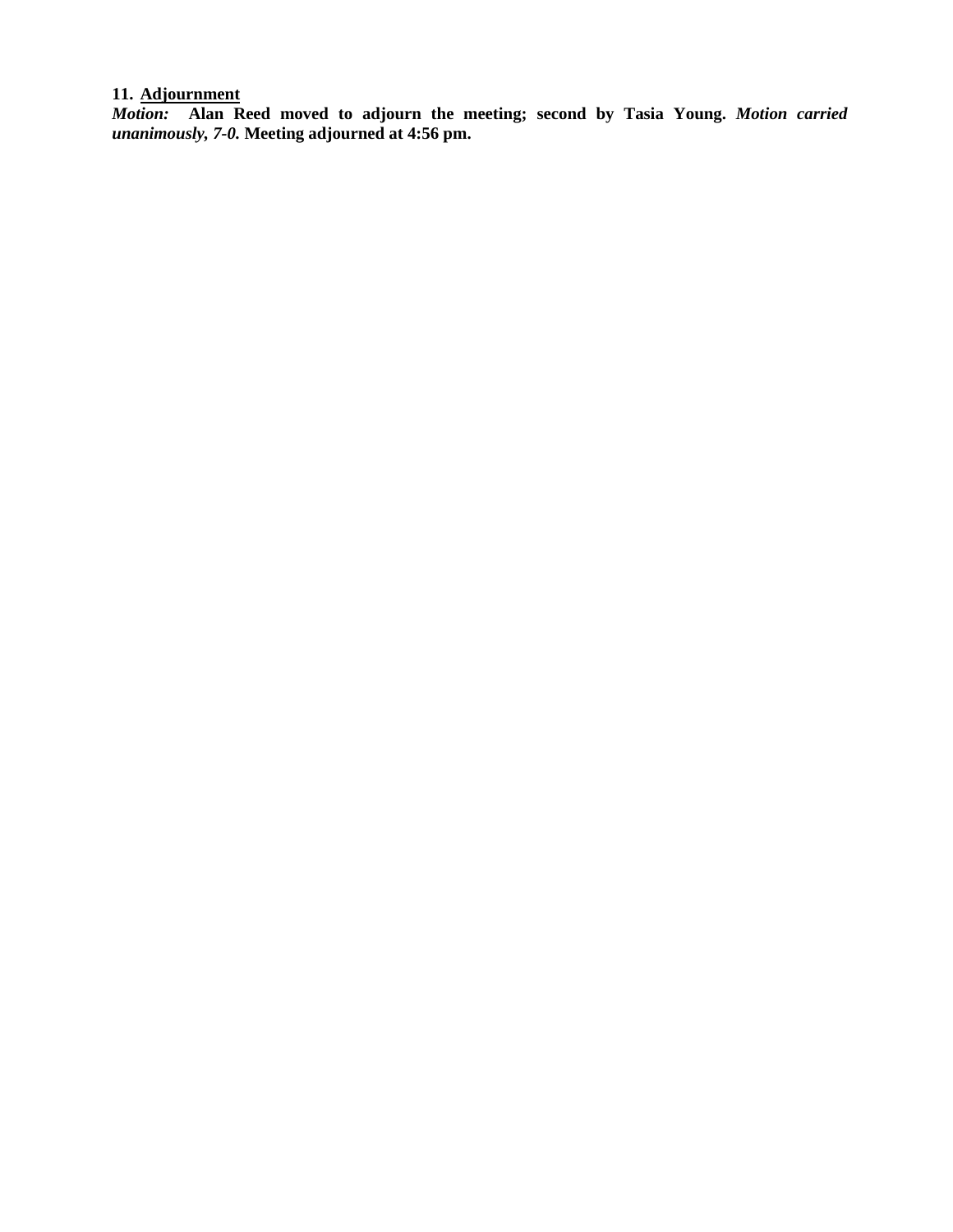**11. <u>Adjournment</u>**

***Motion:*** **Alan Reed moved to adjourn the meeting; second by Tasia Young.** ***Motion carried unanimously, 7-0.*** **Meeting adjourned at 4:56 pm.**